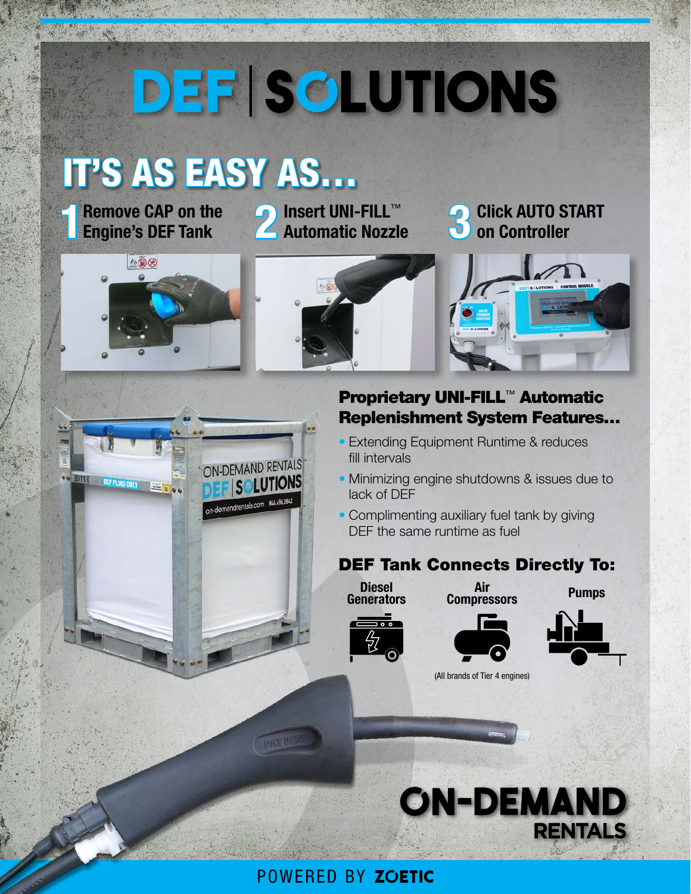# DEF | SOLUTIONS

## IT'S AS EASY AS...

**1** Remove CAP on the Engine's DEF Tank

**2** Insert UNI-FILL™ Automatic Nozzle

**3** Click AUTO START on Controller

### Proprietary UNI-FILL™ Automatic Replenishment System Features...

- Extending Equipment Runtime & reduces fill intervals
- Minimizing engine shutdowns & issues due to lack of DEF
- Complimenting auxiliary fuel tank by giving DEF the same runtime as fuel

### DEF Tank Connects Directly To:

- Diesel Generators
- Air Compressors
- Pumps

(All brands of Tier 4 engines)

**ON-DEMAND RENTALS**

POWERED BY **ZOETIC**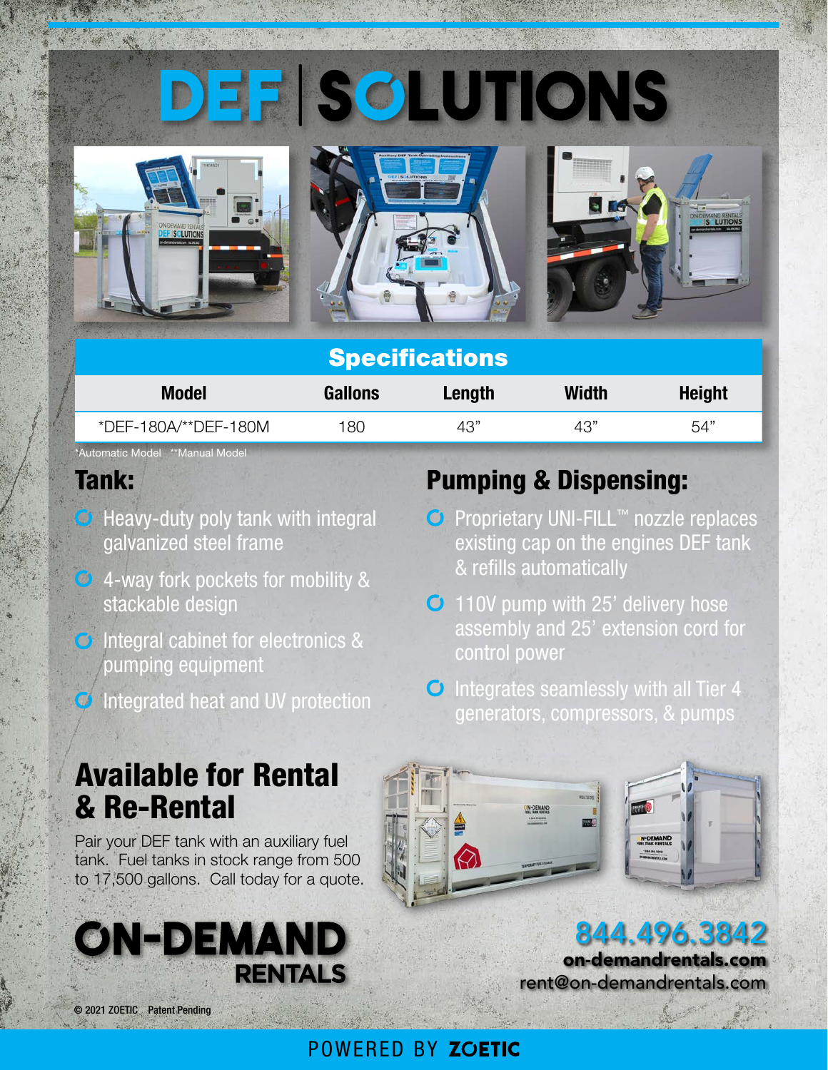# DEF | SOLUTIONS

## Specifications

| Model | Gallons | Length | Width | Height |
|---|---|---|---|---|
| *DEF-180A/**DEF-180M | 180 | 43” | 43” | 54” |

*Automatic Model **Manual Model

## Tank:

- Heavy-duty poly tank with integral galvanized steel frame
- 4-way fork pockets for mobility & stackable design
- Integral cabinet for electronics & pumping equipment
- Integrated heat and UV protection

## Pumping & Dispensing:

- Proprietary UNI-FILL™ nozzle replaces existing cap on the engines DEF tank & refills automatically
- 110V pump with 25’ delivery hose assembly and 25’ extension cord for control power
- Integrates seamlessly with all Tier 4 generators, compressors, & pumps

## Available for Rental & Re-Rental

Pair your DEF tank with an auxiliary fuel tank. Fuel tanks in stock range from 500 to 17,500 gallons. Call today for a quote.

**ON-DEMAND RENTALS**

844.496.3842
**on-demandrentals.com**
rent@on-demandrentals.com

© 2021 ZOETIC Patent Pending

POWERED BY **ZOETIC**